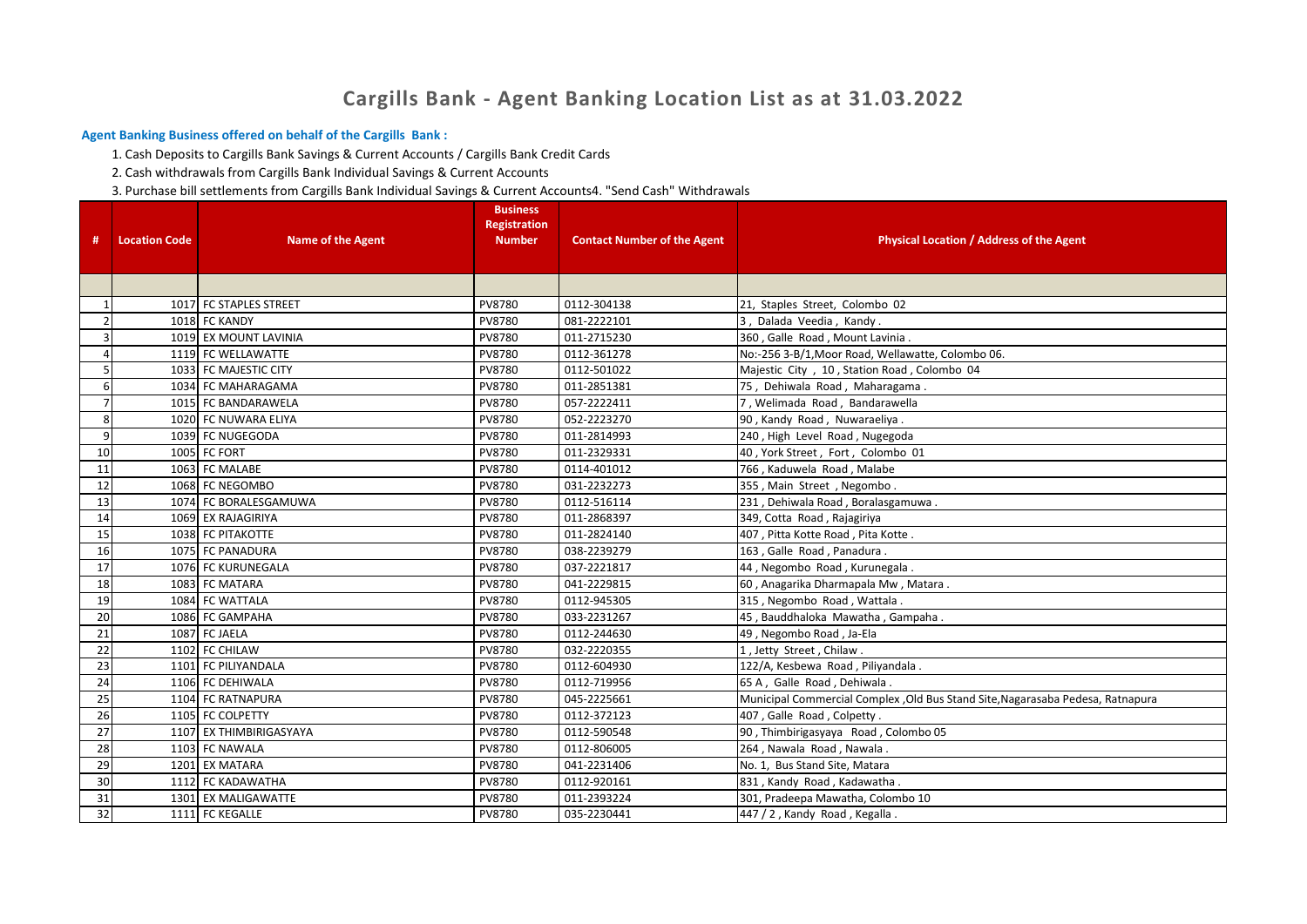# Cargills Bank - Agent Banking Location List as at 31.03.2022

**Agent Banking Business offered on behalf of the Cargills Bank :**

1. Cash Deposits to Cargills Bank Savings & Current Accounts / Cargills Bank Credit Cards
2. Cash withdrawals from Cargills Bank Individual Savings & Current Accounts
3. Purchase bill settlements from Cargills Bank Individual Savings & Current Accounts4. "Send Cash" Withdrawals

| # | Location Code | Name of the Agent | Business Registration Number | Contact Number of the Agent | Physical Location / Address of the Agent |
|---|---|---|---|---|---|
| | | | | | |
| 1 | 1017 | FC STAPLES STREET | PV8780 | 0112-304138 | 21, Staples Street, Colombo 02 |
| 2 | 1018 | FC KANDY | PV8780 | 081-2222101 | 3 , Dalada Veedia , Kandy . |
| 3 | 1019 | EX MOUNT LAVINIA | PV8780 | 011-2715230 | 360 , Galle Road , Mount Lavinia . |
| 4 | 1119 | FC WELLAWATTE | PV8780 | 0112-361278 | No:-256 3-B/1,Moor Road, Wellawatte, Colombo 06. |
| 5 | 1033 | FC MAJESTIC CITY | PV8780 | 0112-501022 | Majestic City , 10 , Station Road , Colombo 04 |
| 6 | 1034 | FC MAHARAGAMA | PV8780 | 011-2851381 | 75 , Dehiwala Road , Maharagama . |
| 7 | 1015 | FC BANDARAWELA | PV8780 | 057-2222411 | 7 , Welimada Road , Bandarawella |
| 8 | 1020 | FC NUWARA ELIYA | PV8780 | 052-2223270 | 90 , Kandy Road , Nuwaraeliya . |
| 9 | 1039 | FC NUGEGODA | PV8780 | 011-2814993 | 240 , High Level Road , Nugegoda |
| 10 | 1005 | FC FORT | PV8780 | 011-2329331 | 40 , York Street , Fort , Colombo 01 |
| 11 | 1063 | FC MALABE | PV8780 | 0114-401012 | 766 , Kaduwela Road , Malabe |
| 12 | 1068 | FC NEGOMBO | PV8780 | 031-2232273 | 355 , Main Street , Negombo . |
| 13 | 1074 | FC BORALESGAMUWA | PV8780 | 0112-516114 | 231 , Dehiwala Road , Boralasgamuwa . |
| 14 | 1069 | EX RAJAGIRIYA | PV8780 | 011-2868397 | 349, Cotta Road , Rajagiriya |
| 15 | 1038 | FC PITAKOTTE | PV8780 | 011-2824140 | 407 , Pitta Kotte Road , Pita Kotte . |
| 16 | 1075 | FC PANADURA | PV8780 | 038-2239279 | 163 , Galle Road , Panadura . |
| 17 | 1076 | FC KURUNEGALA | PV8780 | 037-2221817 | 44 , Negombo Road , Kurunegala . |
| 18 | 1083 | FC MATARA | PV8780 | 041-2229815 | 60 , Anagarika Dharmapala Mw , Matara . |
| 19 | 1084 | FC WATTALA | PV8780 | 0112-945305 | 315 , Negombo Road , Wattala . |
| 20 | 1086 | FC GAMPAHA | PV8780 | 033-2231267 | 45 , Bauddhaloka Mawatha , Gampaha . |
| 21 | 1087 | FC JAELA | PV8780 | 0112-244630 | 49 , Negombo Road , Ja-Ela |
| 22 | 1102 | FC CHILAW | PV8780 | 032-2220355 | 1 , Jetty Street , Chilaw . |
| 23 | 1101 | FC PILIYANDALA | PV8780 | 0112-604930 | 122/A, Kesbewa Road , Piliyandala . |
| 24 | 1106 | FC DEHIWALA | PV8780 | 0112-719956 | 65 A , Galle Road , Dehiwala . |
| 25 | 1104 | FC RATNAPURA | PV8780 | 045-2225661 | Municipal Commercial Complex ,Old Bus Stand Site,Nagarasaba Pedesa, Ratnapura |
| 26 | 1105 | FC COLPETTY | PV8780 | 0112-372123 | 407 , Galle Road , Colpetty . |
| 27 | 1107 | EX THIMBIRIGASYAYA | PV8780 | 0112-590548 | 90 , Thimbirigasyaya Road , Colombo 05 |
| 28 | 1103 | FC NAWALA | PV8780 | 0112-806005 | 264 , Nawala Road , Nawala . |
| 29 | 1201 | EX MATARA | PV8780 | 041-2231406 | No. 1, Bus Stand Site, Matara |
| 30 | 1112 | FC KADAWATHA | PV8780 | 0112-920161 | 831 , Kandy Road , Kadawatha . |
| 31 | 1301 | EX MALIGAWATTE | PV8780 | 011-2393224 | 301, Pradeepa Mawatha, Colombo 10 |
| 32 | 1111 | FC KEGALLE | PV8780 | 035-2230441 | 447 / 2 , Kandy Road , Kegalla . |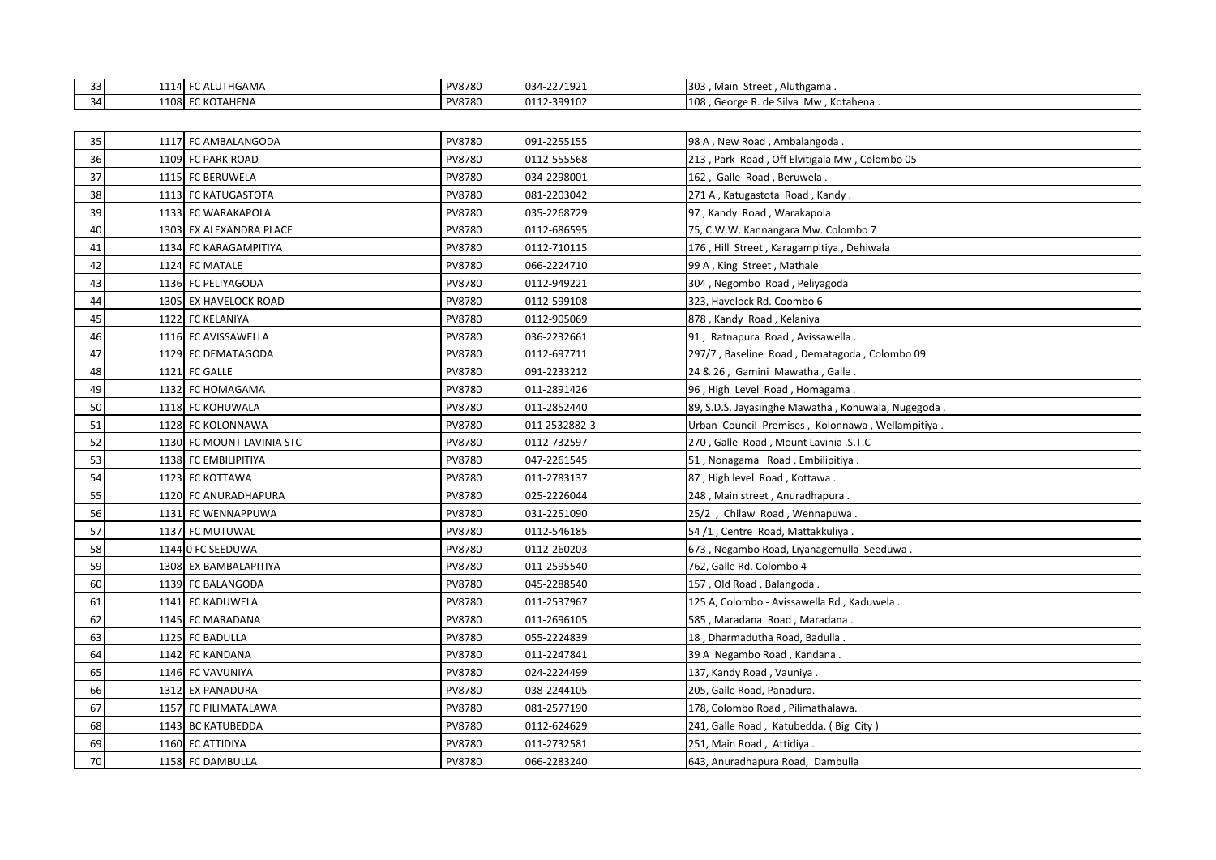| | | | | |
|---|---|---|---|---|
| 33 | 1114 | FC ALUTHGAMA | PV8780 | 034-2271921 | 303 , Main Street , Aluthgama . |
| 34 | 1108 | FC KOTAHENA | PV8780 | 0112-399102 | 108 , George R. de Silva Mw , Kotahena . |
| 35 | 1117 | FC AMBALANGODA | PV8780 | 091-2255155 | 98 A , New Road , Ambalangoda . |
| 36 | 1109 | FC PARK ROAD | PV8780 | 0112-555568 | 213 , Park Road , Off Elvitigala Mw , Colombo 05 |
| 37 | 1115 | FC BERUWELA | PV8780 | 034-2298001 | 162 , Galle Road , Beruwela . |
| 38 | 1113 | FC KATUGASTOTA | PV8780 | 081-2203042 | 271 A , Katugastota Road , Kandy . |
| 39 | 1133 | FC WARAKAPOLA | PV8780 | 035-2268729 | 97 , Kandy Road , Warakapola |
| 40 | 1303 | EX ALEXANDRA PLACE | PV8780 | 0112-686595 | 75, C.W.W. Kannangara Mw. Colombo 7 |
| 41 | 1134 | FC KARAGAMPITIYA | PV8780 | 0112-710115 | 176 , Hill Street , Karagampitiya , Dehiwala |
| 42 | 1124 | FC MATALE | PV8780 | 066-2224710 | 99 A , King Street , Mathale |
| 43 | 1136 | FC PELIYAGODA | PV8780 | 0112-949221 | 304 , Negombo Road , Peliyagoda |
| 44 | 1305 | EX HAVELOCK ROAD | PV8780 | 0112-599108 | 323, Havelock Rd. Coombo 6 |
| 45 | 1122 | FC KELANIYA | PV8780 | 0112-905069 | 878 , Kandy Road , Kelaniya |
| 46 | 1116 | FC AVISSAWELLA | PV8780 | 036-2232661 | 91 , Ratnapura Road , Avissawella . |
| 47 | 1129 | FC DEMATAGODA | PV8780 | 0112-697711 | 297/7 , Baseline Road , Dematagoda , Colombo 09 |
| 48 | 1121 | FC GALLE | PV8780 | 091-2233212 | 24 & 26 , Gamini Mawatha , Galle . |
| 49 | 1132 | FC HOMAGAMA | PV8780 | 011-2891426 | 96 , High Level Road , Homagama . |
| 50 | 1118 | FC KOHUWALA | PV8780 | 011-2852440 | 89, S.D.S. Jayasinghe Mawatha , Kohuwala, Nugegoda . |
| 51 | 1128 | FC KOLONNAWA | PV8780 | 011 2532882-3 | Urban Council Premises , Kolonnawa , Wellampitiya . |
| 52 | 1130 | FC MOUNT LAVINIA STC | PV8780 | 0112-732597 | 270 , Galle Road , Mount Lavinia .S.T.C |
| 53 | 1138 | FC EMBILIPITIYA | PV8780 | 047-2261545 | 51 , Nonagama Road , Embilipitiya . |
| 54 | 1123 | FC KOTTAWA | PV8780 | 011-2783137 | 87 , High level Road , Kottawa . |
| 55 | 1120 | FC ANURADHAPURA | PV8780 | 025-2226044 | 248 , Main street , Anuradhapura . |
| 56 | 1131 | FC WENNAPPUWA | PV8780 | 031-2251090 | 25/2 , Chilaw Road , Wennapuwa . |
| 57 | 1137 | FC MUTUWAL | PV8780 | 0112-546185 | 54 /1 , Centre Road, Mattakkuliya . |
| 58 | 1144 | 0 FC SEEDUWA | PV8780 | 0112-260203 | 673 , Negambo Road, Liyanagemulla Seeduwa . |
| 59 | 1308 | EX BAMBALAPITIYA | PV8780 | 011-2595540 | 762, Galle Rd. Colombo 4 |
| 60 | 1139 | FC BALANGODA | PV8780 | 045-2288540 | 157 , Old Road , Balangoda . |
| 61 | 1141 | FC KADUWELA | PV8780 | 011-2537967 | 125 A, Colombo - Avissawella Rd , Kaduwela . |
| 62 | 1145 | FC MARADANA | PV8780 | 011-2696105 | 585 , Maradana Road , Maradana . |
| 63 | 1125 | FC BADULLA | PV8780 | 055-2224839 | 18 , Dharmadutha Road, Badulla . |
| 64 | 1142 | FC KANDANA | PV8780 | 011-2247841 | 39 A Negambo Road , Kandana . |
| 65 | 1146 | FC VAVUNIYA | PV8780 | 024-2224499 | 137, Kandy Road , Vauniya . |
| 66 | 1312 | EX PANADURA | PV8780 | 038-2244105 | 205, Galle Road, Panadura. |
| 67 | 1157 | FC PILIMATALAWA | PV8780 | 081-2577190 | 178, Colombo Road , Pilimathalawa. |
| 68 | 1143 | BC KATUBEDDA | PV8780 | 0112-624629 | 241, Galle Road , Katubedda. ( Big City ) |
| 69 | 1160 | FC ATTIDIYA | PV8780 | 011-2732581 | 251, Main Road , Attidiya . |
| 70 | 1158 | FC DAMBULLA | PV8780 | 066-2283240 | 643, Anuradhapura Road, Dambulla |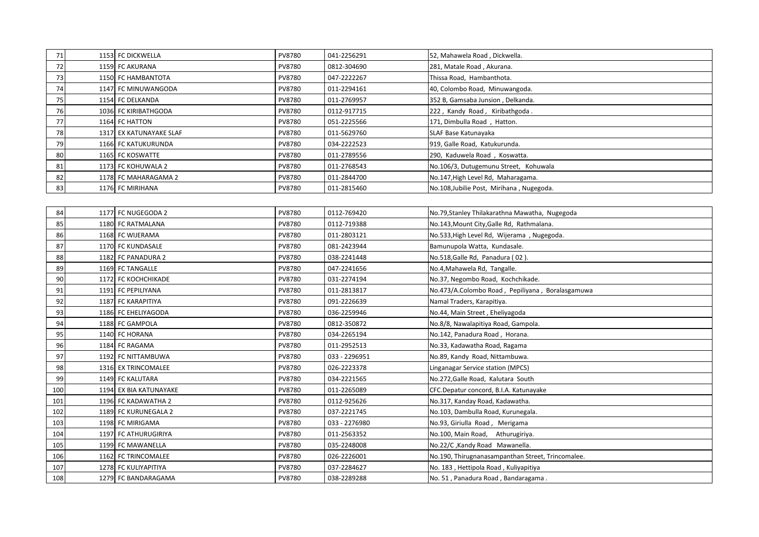| | | | | | |
|---|---|---|---|---|---|
| 71 | 1153 | FC DICKWELLA | PV8780 | 041-2256291 | 52, Mahawela Road , Dickwella. |
| 72 | 1159 | FC AKURANA | PV8780 | 0812-304690 | 281, Matale Road , Akurana. |
| 73 | 1150 | FC HAMBANTOTA | PV8780 | 047-2222267 | Thissa Road, Hambanthota. |
| 74 | 1147 | FC MINUWANGODA | PV8780 | 011-2294161 | 40, Colombo Road, Minuwangoda. |
| 75 | 1154 | FC DELKANDA | PV8780 | 011-2769957 | 352 B, Gamsaba Junsion , Delkanda. |
| 76 | 1036 | FC KIRIBATHGODA | PV8780 | 0112-917715 | 222 , Kandy Road , Kiribathgoda . |
| 77 | 1164 | FC HATTON | PV8780 | 051-2225566 | 171, Dimbulla Road , Hatton. |
| 78 | 1317 | EX KATUNAYAKE SLAF | PV8780 | 011-5629760 | SLAF Base Katunayaka |
| 79 | 1166 | FC KATUKURUNDA | PV8780 | 034-2222523 | 919, Galle Road, Katukurunda. |
| 80 | 1165 | FC KOSWATTE | PV8780 | 011-2789556 | 290, Kaduwela Road , Koswatta. |
| 81 | 1173 | FC KOHUWALA 2 | PV8780 | 011-2768543 | No.106/3, Dutugemunu Street, Kohuwala |
| 82 | 1178 | FC MAHARAGAMA 2 | PV8780 | 011-2844700 | No.147,High Level Rd, Maharagama. |
| 83 | 1176 | FC MIRIHANA | PV8780 | 011-2815460 | No.108,Jubilie Post, Mirihana , Nugegoda. |
| 84 | 1177 | FC NUGEGODA 2 | PV8780 | 0112-769420 | No.79,Stanley Thilakarathna Mawatha, Nugegoda |
| 85 | 1180 | FC RATMALANA | PV8780 | 0112-719388 | No.143,Mount City,Galle Rd, Rathmalana. |
| 86 | 1168 | FC WIJERAMA | PV8780 | 011-2803121 | No.533,High Level Rd, Wijerama , Nugegoda. |
| 87 | 1170 | FC KUNDASALE | PV8780 | 081-2423944 | Bamunupola Watta, Kundasale. |
| 88 | 1182 | FC PANADURA 2 | PV8780 | 038-2241448 | No.518,Galle Rd, Panadura ( 02 ). |
| 89 | 1169 | FC TANGALLE | PV8780 | 047-2241656 | No.4,Mahawela Rd, Tangalle. |
| 90 | 1172 | FC KOCHCHIKADE | PV8780 | 031-2274194 | No.37, Negombo Road, Kochchikade. |
| 91 | 1191 | FC PEPILIYANA | PV8780 | 011-2813817 | No.473/A.Colombo Road , Pepiliyana , Boralasgamuwa |
| 92 | 1187 | FC KARAPITIYA | PV8780 | 091-2226639 | Namal Traders, Karapitiya. |
| 93 | 1186 | FC EHELIYAGODA | PV8780 | 036-2259946 | No.44, Main Street , Eheliyagoda |
| 94 | 1188 | FC GAMPOLA | PV8780 | 0812-350872 | No.8/8, Nawalapitiya Road, Gampola. |
| 95 | 1140 | FC HORANA | PV8780 | 034-2265194 | No.142, Panadura Road , Horana. |
| 96 | 1184 | FC RAGAMA | PV8780 | 011-2952513 | No.33, Kadawatha Road, Ragama |
| 97 | 1192 | FC NITTAMBUWA | PV8780 | 033 - 2296951 | No.89, Kandy Road, Nittambuwa. |
| 98 | 1316 | EX TRINCOMALEE | PV8780 | 026-2223378 | Linganagar Service station (MPCS) |
| 99 | 1149 | FC KALUTARA | PV8780 | 034-2221565 | No.272,Galle Road, Kalutara South |
| 100 | 1194 | EX BIA KATUNAYAKE | PV8780 | 011-2265089 | CFC.Depatur concord, B.I.A. Katunayake |
| 101 | 1196 | FC KADAWATHA 2 | PV8780 | 0112-925626 | No.317, Kanday Road, Kadawatha. |
| 102 | 1189 | FC KURUNEGALA 2 | PV8780 | 037-2221745 | No.103, Dambulla Road, Kurunegala. |
| 103 | 1198 | FC MIRIGAMA | PV8780 | 033 - 2276980 | No.93, Giriulla Road , Merigama |
| 104 | 1197 | FC ATHURUGIRIYA | PV8780 | 011-2563352 | No.100, Main Road, Athurugiriya. |
| 105 | 1199 | FC MAWANELLA | PV8780 | 035-2248008 | No.22/C ,Kandy Road Mawanella. |
| 106 | 1162 | FC TRINCOMALEE | PV8780 | 026-2226001 | No.190, Thirugnanasampanthan Street, Trincomalee. |
| 107 | 1278 | FC KULIYAPITIYA | PV8780 | 037-2284627 | No. 183 , Hettipola Road , Kuliyapitiya |
| 108 | 1279 | FC BANDARAGAMA | PV8780 | 038-2289288 | No. 51 , Panadura Road , Bandaragama . |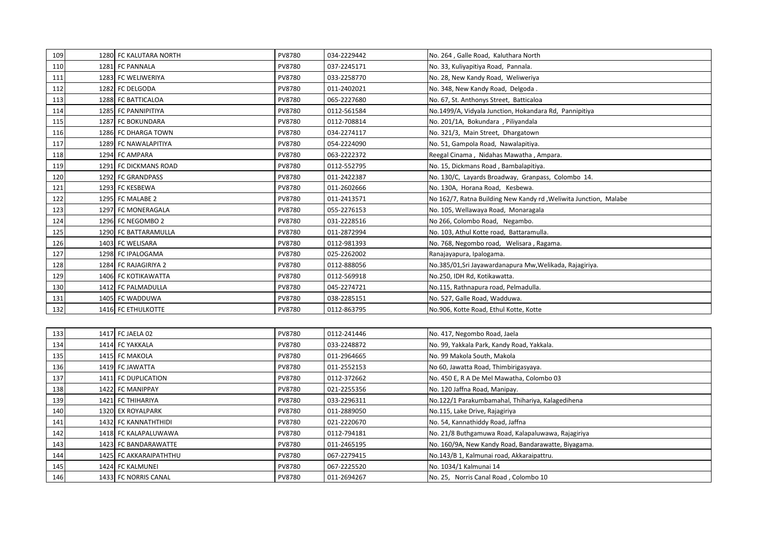| | | | | | |
|---|---|---|---|---|---|
| 109 | 1280 | FC KALUTARA NORTH | PV8780 | 034-2229442 | No. 264 , Galle Road, Kaluthara North |
| 110 | 1281 | FC PANNALA | PV8780 | 037-2245171 | No. 33, Kuliyapitiya Road, Pannala. |
| 111 | 1283 | FC WELIWERIYA | PV8780 | 033-2258770 | No. 28, New Kandy Road, Weliweriya |
| 112 | 1282 | FC DELGODA | PV8780 | 011-2402021 | No. 348, New Kandy Road, Delgoda . |
| 113 | 1288 | FC BATTICALOA | PV8780 | 065-2227680 | No. 67, St. Anthonys Street, Batticaloa |
| 114 | 1285 | FC PANNIPITIYA | PV8780 | 0112-561584 | No.1499/A, Vidyala Junction, Hokandara Rd, Pannipitiya |
| 115 | 1287 | FC BOKUNDARA | PV8780 | 0112-708814 | No. 201/1A, Bokundara , Piliyandala |
| 116 | 1286 | FC DHARGA TOWN | PV8780 | 034-2274117 | No. 321/3, Main Street, Dhargatown |
| 117 | 1289 | FC NAWALAPITIYA | PV8780 | 054-2224090 | No. 51, Gampola Road, Nawalapitiya. |
| 118 | 1294 | FC AMPARA | PV8780 | 063-2222372 | Reegal Cinama , Nidahas Mawatha , Ampara. |
| 119 | 1291 | FC DICKMANS ROAD | PV8780 | 0112-552795 | No. 15, Dickmans Road , Bambalapitiya. |
| 120 | 1292 | FC GRANDPASS | PV8780 | 011-2422387 | No. 130/C, Layards Broadway, Granpass, Colombo 14. |
| 121 | 1293 | FC KESBEWA | PV8780 | 011-2602666 | No. 130A, Horana Road, Kesbewa. |
| 122 | 1295 | FC MALABE 2 | PV8780 | 011-2413571 | No 162/7, Ratna Building New Kandy rd ,Weliwita Junction, Malabe |
| 123 | 1297 | FC MONERAGALA | PV8780 | 055-2276153 | No. 105, Wellawaya Road, Monaragala |
| 124 | 1296 | FC NEGOMBO 2 | PV8780 | 031-2228516 | No 266, Colombo Road, Negambo. |
| 125 | 1290 | FC BATTARAMULLA | PV8780 | 011-2872994 | No. 103, Athul Kotte road, Battaramulla. |
| 126 | 1403 | FC WELISARA | PV8780 | 0112-981393 | No. 768, Negombo road, Welisara , Ragama. |
| 127 | 1298 | FC IPALOGAMA | PV8780 | 025-2262002 | Ranajayapura, Ipalogama. |
| 128 | 1284 | FC RAJAGIRIYA 2 | PV8780 | 0112-888056 | No.385/01,Sri Jayawardanapura Mw,Welikada, Rajagiriya. |
| 129 | 1406 | FC KOTIKAWATTA | PV8780 | 0112-569918 | No.250, IDH Rd, Kotikawatta. |
| 130 | 1412 | FC PALMADULLA | PV8780 | 045-2274721 | No.115, Rathnapura road, Pelmadulla. |
| 131 | 1405 | FC WADDUWA | PV8780 | 038-2285151 | No. 527, Galle Road, Wadduwa. |
| 132 | 1416 | FC ETHULKOTTE | PV8780 | 0112-863795 | No.906, Kotte Road, Ethul Kotte, Kotte |
| 133 | 1417 | FC JAELA 02 | PV8780 | 0112-241446 | No. 417, Negombo Road, Jaela |
| 134 | 1414 | FC YAKKALA | PV8780 | 033-2248872 | No. 99, Yakkala Park, Kandy Road, Yakkala. |
| 135 | 1415 | FC MAKOLA | PV8780 | 011-2964665 | No. 99 Makola South, Makola |
| 136 | 1419 | FC JAWATTA | PV8780 | 011-2552153 | No 60, Jawatta Road, Thimbirigasyaya. |
| 137 | 1411 | FC DUPLICATION | PV8780 | 0112-372662 | No. 450 E, R A De Mel Mawatha, Colombo 03 |
| 138 | 1422 | FC MANIPPAY | PV8780 | 021-2255356 | No. 120 Jaffna Road, Manipay. |
| 139 | 1421 | FC THIHARIYA | PV8780 | 033-2296311 | No.122/1 Parakumbamahal, Thihariya, Kalagedihena |
| 140 | 1320 | EX ROYALPARK | PV8780 | 011-2889050 | No.115, Lake Drive, Rajagiriya |
| 141 | 1432 | FC KANNATHTHIDI | PV8780 | 021-2220670 | No. 54, Kannathiddy Road, Jaffna |
| 142 | 1418 | FC KALAPALUWAWA | PV8780 | 0112-794181 | No. 21/8 Buthgamuwa Road, Kalapaluwawa, Rajagiriya |
| 143 | 1423 | FC BANDARAWATTE | PV8780 | 011-2465195 | No. 160/9A, New Kandy Road, Bandarawatte, Biyagama. |
| 144 | 1425 | FC AKKARAIPATHTHU | PV8780 | 067-2279415 | No.143/B 1, Kalmunai road, Akkaraipattru. |
| 145 | 1424 | FC KALMUNEI | PV8780 | 067-2225520 | No. 1034/1 Kalmunai 14 |
| 146 | 1433 | FC NORRIS CANAL | PV8780 | 011-2694267 | No. 25, Norris Canal Road , Colombo 10 |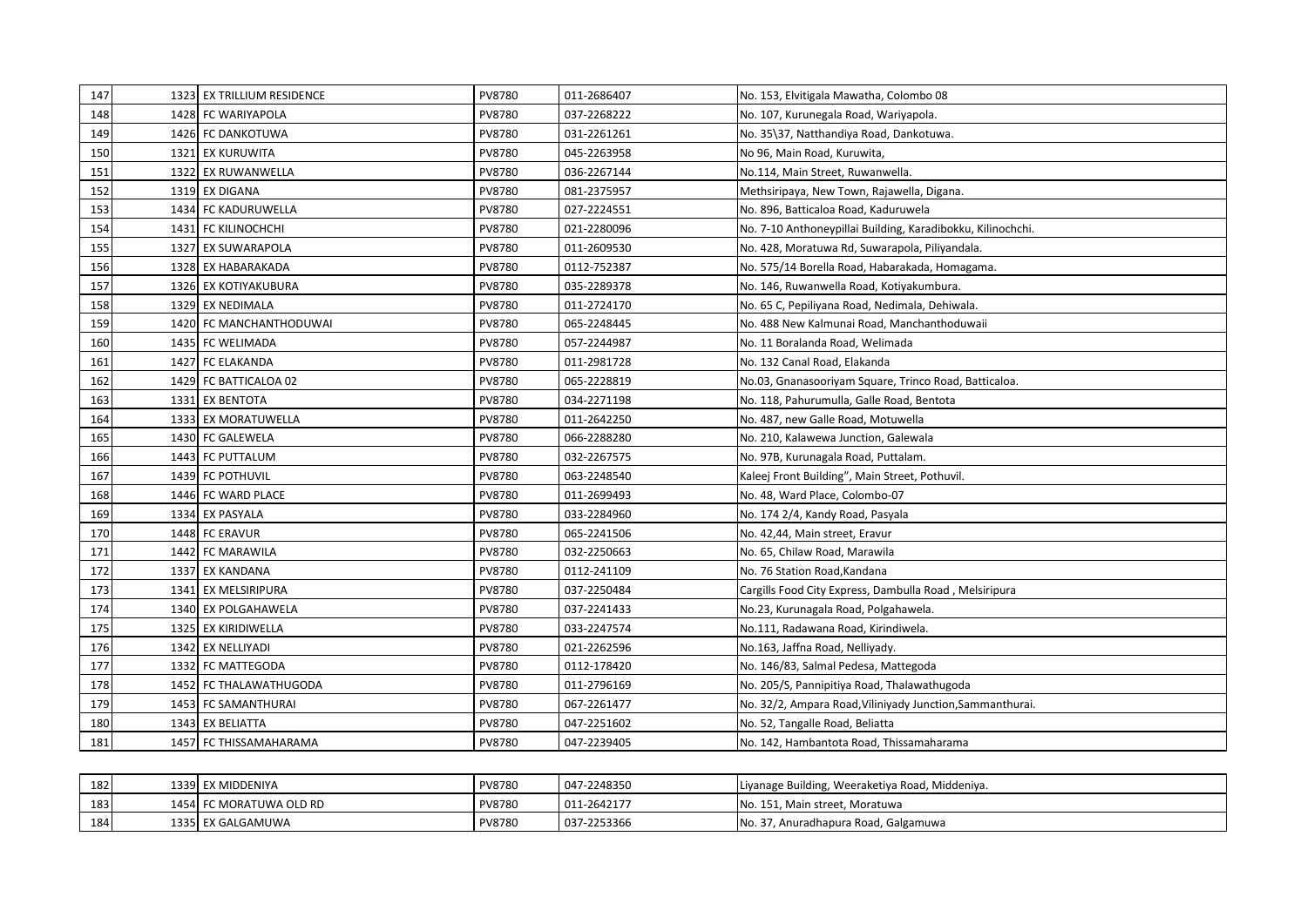| | | | | | |
|---|---|---|---|---|---|
| 147 | 1323 | EX TRILLIUM RESIDENCE | PV8780 | 011-2686407 | No. 153, Elvitigala Mawatha, Colombo 08 |
| 148 | 1428 | FC WARIYAPOLA | PV8780 | 037-2268222 | No. 107, Kurunegala Road, Wariyapola. |
| 149 | 1426 | FC DANKOTUWA | PV8780 | 031-2261261 | No. 35\37, Natthandiya Road, Dankotuwa. |
| 150 | 1321 | EX KURUWITA | PV8780 | 045-2263958 | No 96, Main Road, Kuruwita, |
| 151 | 1322 | EX RUWANWELLA | PV8780 | 036-2267144 | No.114, Main Street, Ruwanwella. |
| 152 | 1319 | EX DIGANA | PV8780 | 081-2375957 | Methsiripaya, New Town, Rajawella, Digana. |
| 153 | 1434 | FC KADURUWELLA | PV8780 | 027-2224551 | No. 896, Batticaloa Road, Kaduruwela |
| 154 | 1431 | FC KILINOCHCHI | PV8780 | 021-2280096 | No. 7-10 Anthoneypillai Building, Karadibokku, Kilinochchi. |
| 155 | 1327 | EX SUWARAPOLA | PV8780 | 011-2609530 | No. 428, Moratuwa Rd, Suwarapola, Piliyandala. |
| 156 | 1328 | EX HABARAKADA | PV8780 | 0112-752387 | No. 575/14 Borella Road, Habarakada, Homagama. |
| 157 | 1326 | EX KOTIYAKUBURA | PV8780 | 035-2289378 | No. 146, Ruwanwella Road, Kotiyakumbura. |
| 158 | 1329 | EX NEDIMALA | PV8780 | 011-2724170 | No. 65 C, Pepiliyana Road, Nedimala, Dehiwala. |
| 159 | 1420 | FC MANCHANTHODUWAI | PV8780 | 065-2248445 | No. 488 New Kalmunai Road, Manchanthoduwaii |
| 160 | 1435 | FC WELIMADA | PV8780 | 057-2244987 | No. 11 Boralanda Road, Welimada |
| 161 | 1427 | FC ELAKANDA | PV8780 | 011-2981728 | No. 132 Canal Road, Elakanda |
| 162 | 1429 | FC BATTICALOA 02 | PV8780 | 065-2228819 | No.03, Gnanasooriyam Square, Trinco Road, Batticaloa. |
| 163 | 1331 | EX BENTOTA | PV8780 | 034-2271198 | No. 118, Pahurumulla, Galle Road, Bentota |
| 164 | 1333 | EX MORATUWELLA | PV8780 | 011-2642250 | No. 487, new Galle Road, Motuwella |
| 165 | 1430 | FC GALEWELA | PV8780 | 066-2288280 | No. 210, Kalawewa Junction, Galewala |
| 166 | 1443 | FC PUTTALUM | PV8780 | 032-2267575 | No. 97B, Kurunagala Road, Puttalam. |
| 167 | 1439 | FC POTHUVIL | PV8780 | 063-2248540 | Kaleej Front Building", Main Street, Pothuvil. |
| 168 | 1446 | FC WARD PLACE | PV8780 | 011-2699493 | No. 48, Ward Place, Colombo-07 |
| 169 | 1334 | EX PASYALA | PV8780 | 033-2284960 | No. 174 2/4, Kandy Road, Pasyala |
| 170 | 1448 | FC ERAVUR | PV8780 | 065-2241506 | No. 42,44, Main street, Eravur |
| 171 | 1442 | FC MARAWILA | PV8780 | 032-2250663 | No. 65, Chilaw Road, Marawila |
| 172 | 1337 | EX KANDANA | PV8780 | 0112-241109 | No. 76 Station Road,Kandana |
| 173 | 1341 | EX MELSIRIPURA | PV8780 | 037-2250484 | Cargills Food City Express, Dambulla Road , Melsiripura |
| 174 | 1340 | EX POLGAHAWELA | PV8780 | 037-2241433 | No.23, Kurunagala Road, Polgahawela. |
| 175 | 1325 | EX KIRIDIWELLA | PV8780 | 033-2247574 | No.111, Radawana Road, Kirindiwela. |
| 176 | 1342 | EX NELLIYADI | PV8780 | 021-2262596 | No.163, Jaffna Road, Nelliyady. |
| 177 | 1332 | FC MATTEGODA | PV8780 | 0112-178420 | No. 146/83, Salmal Pedesa, Mattegoda |
| 178 | 1452 | FC THALAWATHUGODA | PV8780 | 011-2796169 | No. 205/S, Pannipitiya Road, Thalawathugoda |
| 179 | 1453 | FC SAMANTHURAI | PV8780 | 067-2261477 | No. 32/2, Ampara Road,Viliniyady Junction,Sammanthurai. |
| 180 | 1343 | EX BELIATTA | PV8780 | 047-2251602 | No. 52, Tangalle Road, Beliatta |
| 181 | 1457 | FC THISSAMAHARAMA | PV8780 | 047-2239405 | No. 142, Hambantota Road, Thissamaharama |
| 182 | 1339 | EX MIDDENIYA | PV8780 | 047-2248350 | Liyanage Building, Weeraketiya Road, Middeniya. |
| 183 | 1454 | FC MORATUWA OLD RD | PV8780 | 011-2642177 | No. 151, Main street, Moratuwa |
| 184 | 1335 | EX GALGAMUWA | PV8780 | 037-2253366 | No. 37, Anuradhapura Road, Galgamuwa |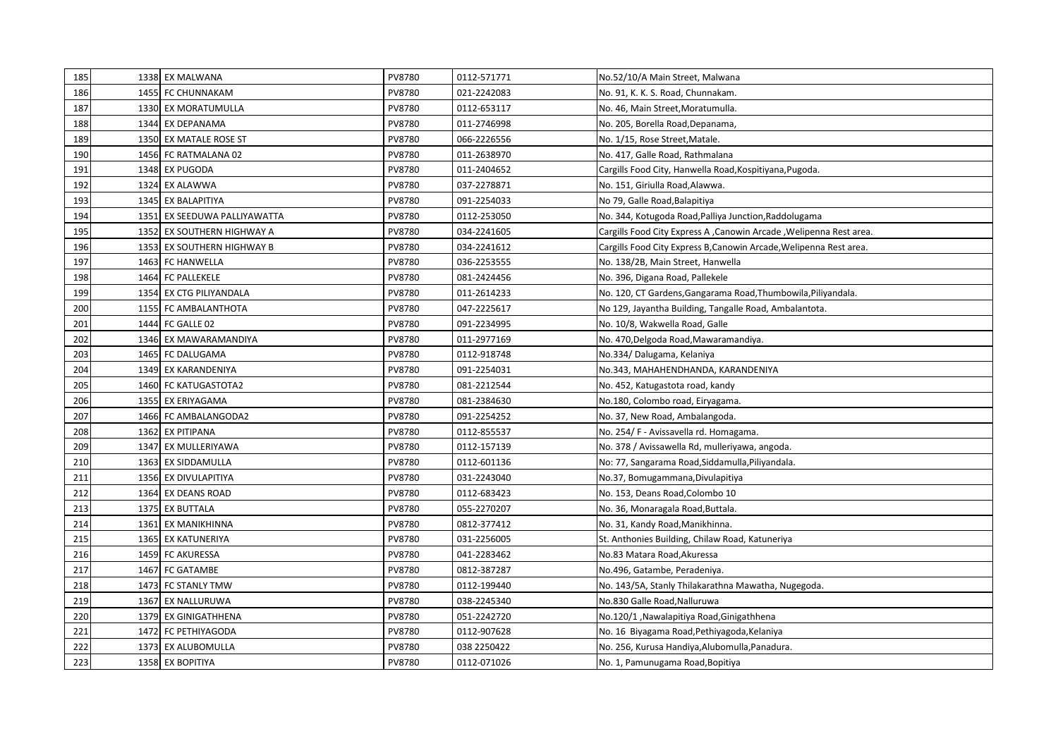| 185 | 1338 | EX MALWANA | PV8780 | 0112-571771 | No.52/10/A Main Street, Malwana |
|---|---|---|---|---|---|
| 186 | 1455 | FC CHUNNAKAM | PV8780 | 021-2242083 | No. 91, K. K. S. Road, Chunnakam. |
| 187 | 1330 | EX MORATUMULLA | PV8780 | 0112-653117 | No. 46, Main Street,Moratumulla. |
| 188 | 1344 | EX DEPANAMA | PV8780 | 011-2746998 | No. 205, Borella Road,Depanama, |
| 189 | 1350 | EX MATALE ROSE ST | PV8780 | 066-2226556 | No. 1/15, Rose Street,Matale. |
| 190 | 1456 | FC RATMALANA 02 | PV8780 | 011-2638970 | No. 417, Galle Road, Rathmalana |
| 191 | 1348 | EX PUGODA | PV8780 | 011-2404652 | Cargills Food City, Hanwella Road,Kospitiyana,Pugoda. |
| 192 | 1324 | EX ALAWWA | PV8780 | 037-2278871 | No. 151, Giriulla Road,Alawwa. |
| 193 | 1345 | EX BALAPITIYA | PV8780 | 091-2254033 | No 79, Galle Road,Balapitiya |
| 194 | 1351 | EX SEEDUWA PALLIYAWATTA | PV8780 | 0112-253050 | No. 344, Kotugoda Road,Palliya Junction,Raddolugama |
| 195 | 1352 | EX SOUTHERN HIGHWAY A | PV8780 | 034-2241605 | Cargills Food City Express A ,Canowin Arcade ,Welipenna Rest area. |
| 196 | 1353 | EX SOUTHERN HIGHWAY B | PV8780 | 034-2241612 | Cargills Food City Express B,Canowin Arcade,Welipenna Rest area. |
| 197 | 1463 | FC HANWELLA | PV8780 | 036-2253555 | No. 138/2B, Main Street, Hanwella |
| 198 | 1464 | FC PALLEKELE | PV8780 | 081-2424456 | No. 396, Digana Road, Pallekele |
| 199 | 1354 | EX CTG PILIYANDALA | PV8780 | 011-2614233 | No. 120, CT Gardens,Gangarama Road,Thumbowila,Piliyandala. |
| 200 | 1155 | FC AMBALANTHOTA | PV8780 | 047-2225617 | No 129, Jayantha Building, Tangalle Road, Ambalantota. |
| 201 | 1444 | FC GALLE 02 | PV8780 | 091-2234995 | No. 10/8, Wakwella Road, Galle |
| 202 | 1346 | EX MAWARAMANDIYA | PV8780 | 011-2977169 | No. 470,Delgoda Road,Mawaramandiya. |
| 203 | 1465 | FC DALUGAMA | PV8780 | 0112-918748 | No.334/ Dalugama, Kelaniya |
| 204 | 1349 | EX KARANDENIYA | PV8780 | 091-2254031 | No.343, MAHAHENDHANDA, KARANDENIYA |
| 205 | 1460 | FC KATUGASTOTA2 | PV8780 | 081-2212544 | No. 452, Katugastota road, kandy |
| 206 | 1355 | EX ERIYAGAMA | PV8780 | 081-2384630 | No.180, Colombo road, Eiryagama. |
| 207 | 1466 | FC AMBALANGODA2 | PV8780 | 091-2254252 | No. 37, New Road, Ambalangoda. |
| 208 | 1362 | EX PITIPANA | PV8780 | 0112-855537 | No. 254/ F - Avissavella rd. Homagama. |
| 209 | 1347 | EX MULLERIYAWA | PV8780 | 0112-157139 | No. 378 / Avissawella Rd, mulleriyawa, angoda. |
| 210 | 1363 | EX SIDDAMULLA | PV8780 | 0112-601136 | No: 77, Sangarama Road,Siddamulla,Piliyandala. |
| 211 | 1356 | EX DIVULAPITIYA | PV8780 | 031-2243040 | No.37, Bomugammana,Divulapitiya |
| 212 | 1364 | EX DEANS ROAD | PV8780 | 0112-683423 | No. 153, Deans Road,Colombo 10 |
| 213 | 1375 | EX BUTTALA | PV8780 | 055-2270207 | No. 36, Monaragala Road,Buttala. |
| 214 | 1361 | EX MANIKHINNA | PV8780 | 0812-377412 | No. 31, Kandy Road,Manikhinna. |
| 215 | 1365 | EX KATUNERIYA | PV8780 | 031-2256005 | St. Anthonies Building, Chilaw Road, Katuneriya |
| 216 | 1459 | FC AKURESSA | PV8780 | 041-2283462 | No.83 Matara Road,Akuressa |
| 217 | 1467 | FC GATAMBE | PV8780 | 0812-387287 | No.496, Gatambe, Peradeniya. |
| 218 | 1473 | FC STANLY TMW | PV8780 | 0112-199440 | No. 143/5A, Stanly Thilakarathna Mawatha, Nugegoda. |
| 219 | 1367 | EX NALLURUWA | PV8780 | 038-2245340 | No.830 Galle Road,Nalluruwa |
| 220 | 1379 | EX GINIGATHHENA | PV8780 | 051-2242720 | No.120/1 ,Nawalapitiya Road,Ginigathhena |
| 221 | 1472 | FC PETHIYAGODA | PV8780 | 0112-907628 | No. 16 Biyagama Road,Pethiyagoda,Kelaniya |
| 222 | 1373 | EX ALUBOMULLA | PV8780 | 038 2250422 | No. 256, Kurusa Handiya,Alubomulla,Panadura. |
| 223 | 1358 | EX BOPITIYA | PV8780 | 0112-071026 | No. 1, Pamunugama Road,Bopitiya |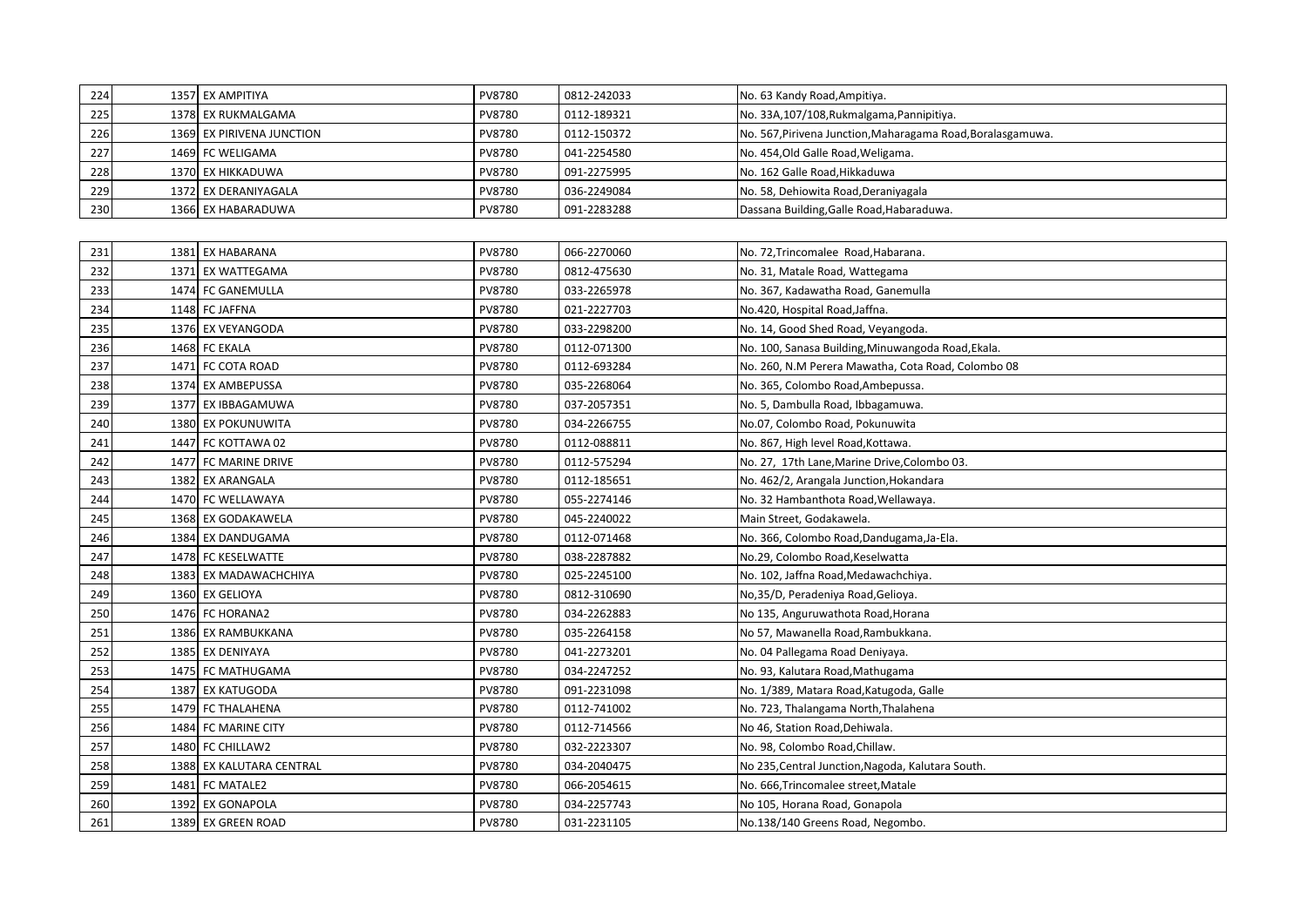| | | | | |
|---|---|---|---|---|
| 224 | 1357 EX AMPITIYA | PV8780 | 0812-242033 | No. 63 Kandy Road,Ampitiya. |
| 225 | 1378 EX RUKMALGAMA | PV8780 | 0112-189321 | No. 33A,107/108,Rukmalgama,Pannipitiya. |
| 226 | 1369 EX PIRIVENA JUNCTION | PV8780 | 0112-150372 | No. 567,Pirivena Junction,Maharagama Road,Boralasgamuwa. |
| 227 | 1469 FC WELIGAMA | PV8780 | 041-2254580 | No. 454,Old Galle Road,Weligama. |
| 228 | 1370 EX HIKKADUWA | PV8780 | 091-2275995 | No. 162 Galle Road,Hikkaduwa |
| 229 | 1372 EX DERANIYAGALA | PV8780 | 036-2249084 | No. 58, Dehiowita Road,Deraniyagala |
| 230 | 1366 EX HABARADUWA | PV8780 | 091-2283288 | Dassana Building,Galle Road,Habaraduwa. |
| 231 | 1381 EX HABARANA | PV8780 | 066-2270060 | No. 72,Trincomalee Road,Habarana. |
| 232 | 1371 EX WATTEGAMA | PV8780 | 0812-475630 | No. 31, Matale Road, Wattegama |
| 233 | 1474 FC GANEMULLA | PV8780 | 033-2265978 | No. 367, Kadawatha Road, Ganemulla |
| 234 | 1148 FC JAFFNA | PV8780 | 021-2227703 | No.420, Hospital Road,Jaffna. |
| 235 | 1376 EX VEYANGODA | PV8780 | 033-2298200 | No. 14, Good Shed Road, Veyangoda. |
| 236 | 1468 FC EKALA | PV8780 | 0112-071300 | No. 100, Sanasa Building,Minuwangoda Road,Ekala. |
| 237 | 1471 FC COTA ROAD | PV8780 | 0112-693284 | No. 260, N.M Perera Mawatha, Cota Road, Colombo 08 |
| 238 | 1374 EX AMBEPUSSA | PV8780 | 035-2268064 | No. 365, Colombo Road,Ambepussa. |
| 239 | 1377 EX IBBAGAMUWA | PV8780 | 037-2057351 | No. 5, Dambulla Road, Ibbagamuwa. |
| 240 | 1380 EX POKUNUWITA | PV8780 | 034-2266755 | No.07, Colombo Road, Pokunuwita |
| 241 | 1447 FC KOTTAWA 02 | PV8780 | 0112-088811 | No. 867, High level Road,Kottawa. |
| 242 | 1477 FC MARINE DRIVE | PV8780 | 0112-575294 | No. 27, 17th Lane,Marine Drive,Colombo 03. |
| 243 | 1382 EX ARANGALA | PV8780 | 0112-185651 | No. 462/2, Arangala Junction,Hokandara |
| 244 | 1470 FC WELLAWAYA | PV8780 | 055-2274146 | No. 32 Hambanthota Road,Wellawaya. |
| 245 | 1368 EX GODAKAWELA | PV8780 | 045-2240022 | Main Street, Godakawela. |
| 246 | 1384 EX DANDUGAMA | PV8780 | 0112-071468 | No. 366, Colombo Road,Dandugama,Ja-Ela. |
| 247 | 1478 FC KESELWATTE | PV8780 | 038-2287882 | No.29, Colombo Road,Keselwatta |
| 248 | 1383 EX MADAWACHCHIYA | PV8780 | 025-2245100 | No. 102, Jaffna Road,Medawachchiya. |
| 249 | 1360 EX GELIOYA | PV8780 | 0812-310690 | No,35/D, Peradeniya Road,Gelioya. |
| 250 | 1476 FC HORANA2 | PV8780 | 034-2262883 | No 135, Anguruwathota Road,Horana |
| 251 | 1386 EX RAMBUKKANA | PV8780 | 035-2264158 | No 57, Mawanella Road,Rambukkana. |
| 252 | 1385 EX DENIYAYA | PV8780 | 041-2273201 | No. 04 Pallegama Road Deniyaya. |
| 253 | 1475 FC MATHUGAMA | PV8780 | 034-2247252 | No. 93, Kalutara Road,Mathugama |
| 254 | 1387 EX KATUGODA | PV8780 | 091-2231098 | No. 1/389, Matara Road,Katugoda, Galle |
| 255 | 1479 FC THALAHENA | PV8780 | 0112-741002 | No. 723, Thalangama North,Thalahena |
| 256 | 1484 FC MARINE CITY | PV8780 | 0112-714566 | No 46, Station Road,Dehiwala. |
| 257 | 1480 FC CHILLAW2 | PV8780 | 032-2223307 | No. 98, Colombo Road,Chillaw. |
| 258 | 1388 EX KALUTARA CENTRAL | PV8780 | 034-2040475 | No 235,Central Junction,Nagoda, Kalutara South. |
| 259 | 1481 FC MATALE2 | PV8780 | 066-2054615 | No. 666,Trincomalee street,Matale |
| 260 | 1392 EX GONAPOLA | PV8780 | 034-2257743 | No 105, Horana Road, Gonapola |
| 261 | 1389 EX GREEN ROAD | PV8780 | 031-2231105 | No.138/140 Greens Road, Negombo. |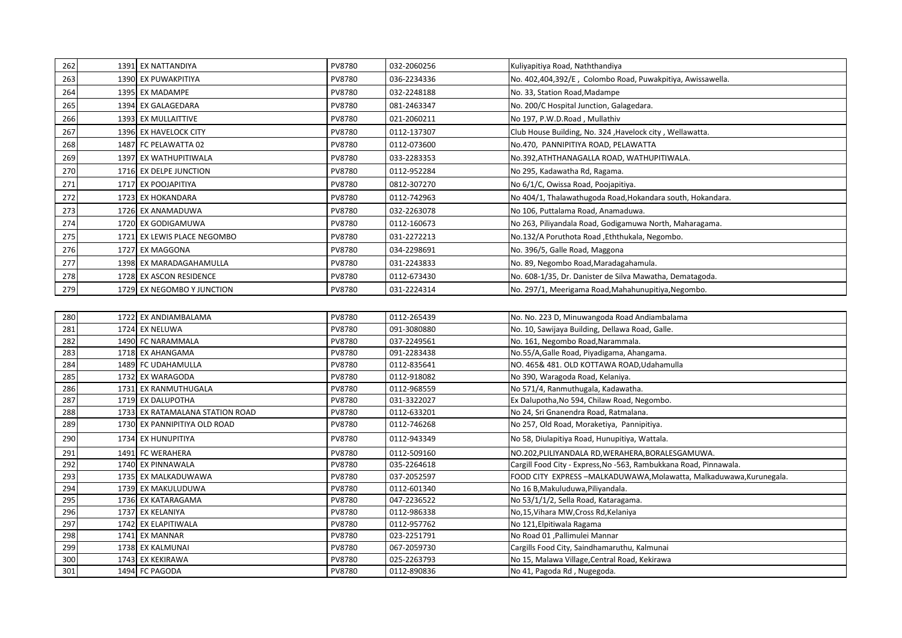| | | | | | |
|---|---|---|---|---|---|
| 262 | 1391 | EX NATTANDIYA | PV8780 | 032-2060256 | Kuliyapitiya Road, Naththandiya |
| 263 | 1390 | EX PUWAKPITIYA | PV8780 | 036-2234336 | No. 402,404,392/E , Colombo Road, Puwakpitiya, Awissawella. |
| 264 | 1395 | EX MADAMPE | PV8780 | 032-2248188 | No. 33, Station Road,Madampe |
| 265 | 1394 | EX GALAGEDARA | PV8780 | 081-2463347 | No. 200/C Hospital Junction, Galagedara. |
| 266 | 1393 | EX MULLAITTIVE | PV8780 | 021-2060211 | No 197, P.W.D.Road , Mullathiv |
| 267 | 1396 | EX HAVELOCK CITY | PV8780 | 0112-137307 | Club House Building, No. 324 ,Havelock city , Wellawatta. |
| 268 | 1487 | FC PELAWATTA 02 | PV8780 | 0112-073600 | No.470, PANNIPITIYA ROAD, PELAWATTA |
| 269 | 1397 | EX WATHUPITIWALA | PV8780 | 033-2283353 | No.392,ATHTHANAGALLA ROAD, WATHUPITIWALA. |
| 270 | 1716 | EX DELPE JUNCTION | PV8780 | 0112-952284 | No 295, Kadawatha Rd, Ragama. |
| 271 | 1717 | EX POOJAPITIYA | PV8780 | 0812-307270 | No 6/1/C, Owissa Road, Poojapitiya. |
| 272 | 1723 | EX HOKANDARA | PV8780 | 0112-742963 | No 404/1, Thalawathugoda Road,Hokandara south, Hokandara. |
| 273 | 1726 | EX ANAMADUWA | PV8780 | 032-2263078 | No 106, Puttalama Road, Anamaduwa. |
| 274 | 1720 | EX GODIGAMUWA | PV8780 | 0112-160673 | No 263, Piliyandala Road, Godigamuwa North, Maharagama. |
| 275 | 1721 | EX LEWIS PLACE NEGOMBO | PV8780 | 031-2272213 | No.132/A Poruthota Road ,Eththukala, Negombo. |
| 276 | 1727 | EX MAGGONA | PV8780 | 034-2298691 | No. 396/5, Galle Road, Maggona |
| 277 | 1398 | EX MARADAGAHAMULLA | PV8780 | 031-2243833 | No. 89, Negombo Road,Maradagahamula. |
| 278 | 1728 | EX ASCON RESIDENCE | PV8780 | 0112-673430 | No. 608-1/35, Dr. Danister de Silva Mawatha, Dematagoda. |
| 279 | 1729 | EX NEGOMBO Y JUNCTION | PV8780 | 031-2224314 | No. 297/1, Meerigama Road,Mahahunupitiya,Negombo. |
| 280 | 1722 | EX ANDIAMBALAMA | PV8780 | 0112-265439 | No. No. 223 D, Minuwangoda Road Andiambalama |
| 281 | 1724 | EX NELUWA | PV8780 | 091-3080880 | No. 10, Sawijaya Building, Dellawa Road, Galle. |
| 282 | 1490 | FC NARAMMALA | PV8780 | 037-2249561 | No. 161, Negombo Road,Narammala. |
| 283 | 1718 | EX AHANGAMA | PV8780 | 091-2283438 | No.55/A,Galle Road, Piyadigama, Ahangama. |
| 284 | 1489 | FC UDAHAMULLA | PV8780 | 0112-835641 | NO. 465& 481. OLD KOTTAWA ROAD,Udahamulla |
| 285 | 1732 | EX WARAGODA | PV8780 | 0112-918082 | No 390, Waragoda Road, Kelaniya. |
| 286 | 1731 | EX RANMUTHUGALA | PV8780 | 0112-968559 | No 571/4, Ranmuthugala, Kadawatha. |
| 287 | 1719 | EX DALUPOTHA | PV8780 | 031-3322027 | Ex Dalupotha,No 594, Chilaw Road, Negombo. |
| 288 | 1733 | EX RATAMALANA STATION ROAD | PV8780 | 0112-633201 | No 24, Sri Gnanendra Road, Ratmalana. |
| 289 | 1730 | EX PANNIPITIYA OLD ROAD | PV8780 | 0112-746268 | No 257, Old Road, Moraketiya, Pannipitiya. |
| 290 | 1734 | EX HUNUPITIYA | PV8780 | 0112-943349 | No 58, Diulapitiya Road, Hunupitiya, Wattala. |
| 291 | 1491 | FC WERAHERA | PV8780 | 0112-509160 | NO.202,PLILIYANDALA RD,WERAHERA,BORALESGAMUWA. |
| 292 | 1740 | EX PINNAWALA | PV8780 | 035-2264618 | Cargill Food City - Express,No -563, Rambukkana Road, Pinnawala. |
| 293 | 1735 | EX MALKADUWAWA | PV8780 | 037-2052597 | FOOD CITY EXPRESS –MALKADUWAWA,Molawatta, Malkaduwawa,Kurunegala. |
| 294 | 1739 | EX MAKULUDUWA | PV8780 | 0112-601340 | No 16 B,Makuluduwa,Piliyandala. |
| 295 | 1736 | EX KATARAGAMA | PV8780 | 047-2236522 | No 53/1/1/2, Sella Road, Kataragama. |
| 296 | 1737 | EX KELANIYA | PV8780 | 0112-986338 | No,15,Vihara MW,Cross Rd,Kelaniya |
| 297 | 1742 | EX ELAPITIWALA | PV8780 | 0112-957762 | No 121,Elpitiwala Ragama |
| 298 | 1741 | EX MANNAR | PV8780 | 023-2251791 | No Road 01 ,Pallimulei Mannar |
| 299 | 1738 | EX KALMUNAI | PV8780 | 067-2059730 | Cargills Food City, Saindhamaruthu, Kalmunai |
| 300 | 1743 | EX KEKIRAWA | PV8780 | 025-2263793 | No 15, Malawa Village,Central Road, Kekirawa |
| 301 | 1494 | FC PAGODA | PV8780 | 0112-890836 | No 41, Pagoda Rd , Nugegoda. |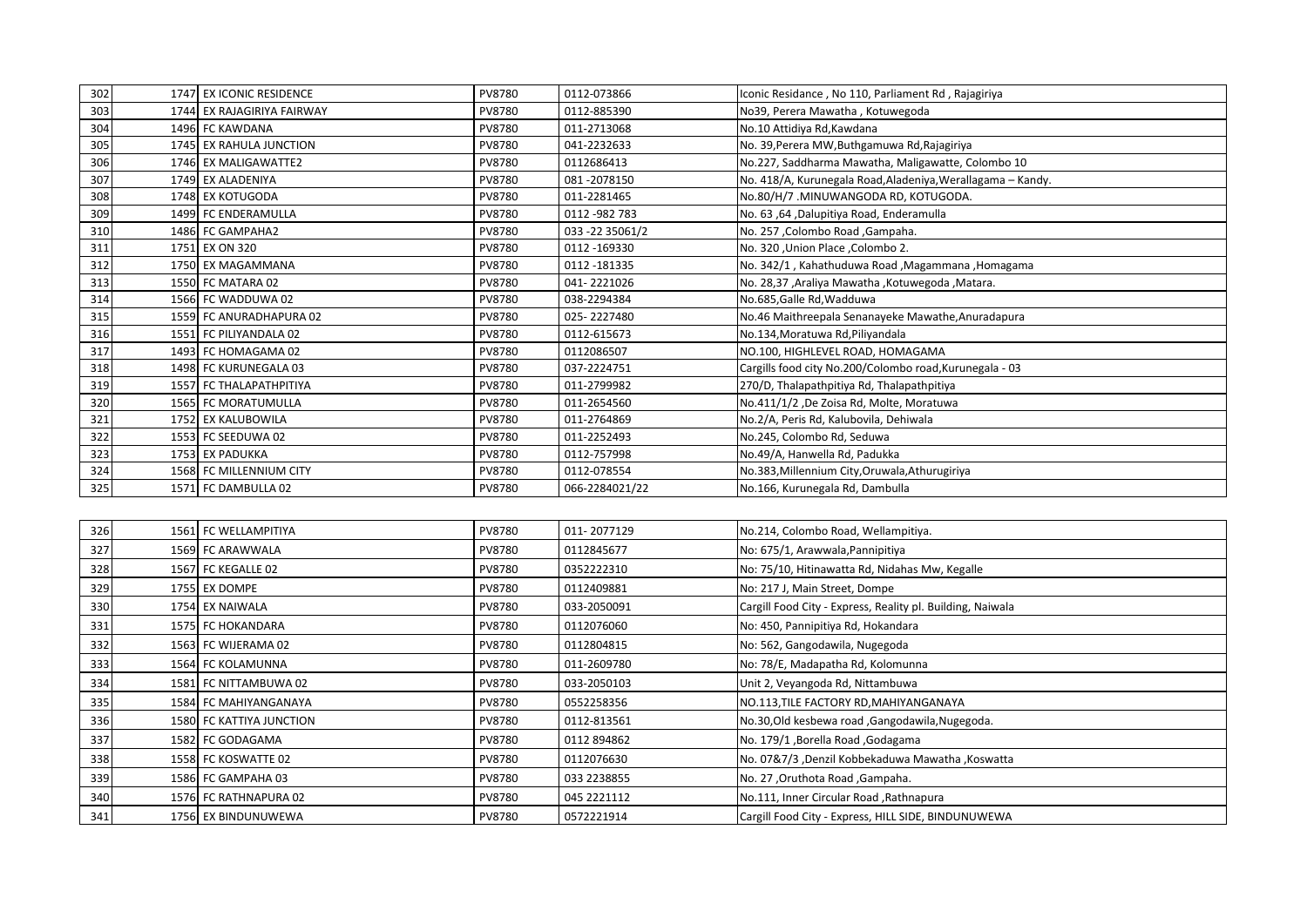| | | | | | |
|---|---|---|---|---|---|
| 302 | 1747 | EX ICONIC RESIDENCE | PV8780 | 0112-073866 | Iconic Residance , No 110, Parliament Rd , Rajagiriya |
| 303 | 1744 | EX RAJAGIRIYA FAIRWAY | PV8780 | 0112-885390 | No39, Perera Mawatha , Kotuwegoda |
| 304 | 1496 | FC KAWDANA | PV8780 | 011-2713068 | No.10 Attidiya Rd,Kawdana |
| 305 | 1745 | EX RAHULA JUNCTION | PV8780 | 041-2232633 | No. 39,Perera MW,Buthgamuwa Rd,Rajagiriya |
| 306 | 1746 | EX MALIGAWATTE2 | PV8780 | 0112686413 | No.227, Saddharma Mawatha, Maligawatte, Colombo 10 |
| 307 | 1749 | EX ALADENIYA | PV8780 | 081 -2078150 | No. 418/A, Kurunegala Road,Aladeniya,Werallagama – Kandy. |
| 308 | 1748 | EX KOTUGODA | PV8780 | 011-2281465 | No.80/H/7 .MINUWANGODA RD, KOTUGODA. |
| 309 | 1499 | FC ENDERAMULLA | PV8780 | 0112 -982 783 | No. 63 ,64 ,Dalupitiya Road, Enderamulla |
| 310 | 1486 | FC GAMPAHA2 | PV8780 | 033 -22 35061/2 | No. 257 ,Colombo Road ,Gampaha. |
| 311 | 1751 | EX ON 320 | PV8780 | 0112 -169330 | No. 320 ,Union Place ,Colombo 2. |
| 312 | 1750 | EX MAGAMMANA | PV8780 | 0112 -181335 | No. 342/1 , Kahathuduwa Road ,Magammana ,Homagama |
| 313 | 1550 | FC MATARA 02 | PV8780 | 041- 2221026 | No. 28,37 ,Araliya Mawatha ,Kotuwegoda ,Matara. |
| 314 | 1566 | FC WADDUWA 02 | PV8780 | 038-2294384 | No.685,Galle Rd,Wadduwa |
| 315 | 1559 | FC ANURADHAPURA 02 | PV8780 | 025- 2227480 | No.46 Maithreepala Senanayeke Mawathe,Anuradapura |
| 316 | 1551 | FC PILIYANDALA 02 | PV8780 | 0112-615673 | No.134,Moratuwa Rd,Piliyandala |
| 317 | 1493 | FC HOMAGAMA 02 | PV8780 | 0112086507 | NO.100, HIGHLEVEL ROAD, HOMAGAMA |
| 318 | 1498 | FC KURUNEGALA 03 | PV8780 | 037-2224751 | Cargills food city No.200/Colombo road,Kurunegala - 03 |
| 319 | 1557 | FC THALAPATHPITIYA | PV8780 | 011-2799982 | 270/D, Thalapathpitiya Rd, Thalapathpitiya |
| 320 | 1565 | FC MORATUMULLA | PV8780 | 011-2654560 | No.411/1/2 ,De Zoisa Rd, Molte, Moratuwa |
| 321 | 1752 | EX KALUBOWILA | PV8780 | 011-2764869 | No.2/A, Peris Rd, Kalubovila, Dehiwala |
| 322 | 1553 | FC SEEDUWA 02 | PV8780 | 011-2252493 | No.245, Colombo Rd, Seduwa |
| 323 | 1753 | EX PADUKKA | PV8780 | 0112-757998 | No.49/A, Hanwella Rd, Padukka |
| 324 | 1568 | FC MILLENNIUM CITY | PV8780 | 0112-078554 | No.383,Millennium City,Oruwala,Athurugiriya |
| 325 | 1571 | FC DAMBULLA 02 | PV8780 | 066-2284021/22 | No.166, Kurunegala Rd, Dambulla |
| 326 | 1561 | FC WELLAMPITIYA | PV8780 | 011- 2077129 | No.214, Colombo Road, Wellampitiya. |
| 327 | 1569 | FC ARAWWALA | PV8780 | 0112845677 | No: 675/1, Arawwala,Pannipitiya |
| 328 | 1567 | FC KEGALLE 02 | PV8780 | 0352222310 | No: 75/10, Hitinawatta Rd, Nidahas Mw, Kegalle |
| 329 | 1755 | EX DOMPE | PV8780 | 0112409881 | No: 217 J, Main Street, Dompe |
| 330 | 1754 | EX NAIWALA | PV8780 | 033-2050091 | Cargill Food City - Express, Reality pl. Building, Naiwala |
| 331 | 1575 | FC HOKANDARA | PV8780 | 0112076060 | No: 450, Pannipitiya Rd, Hokandara |
| 332 | 1563 | FC WIJERAMA 02 | PV8780 | 0112804815 | No: 562, Gangodawila, Nugegoda |
| 333 | 1564 | FC KOLAMUNNA | PV8780 | 011-2609780 | No: 78/E, Madapatha Rd, Kolomunna |
| 334 | 1581 | FC NITTAMBUWA 02 | PV8780 | 033-2050103 | Unit 2, Veyangoda Rd, Nittambuwa |
| 335 | 1584 | FC MAHIYANGANAYA | PV8780 | 0552258356 | NO.113,TILE FACTORY RD,MAHIYANGANAYA |
| 336 | 1580 | FC KATTIYA JUNCTION | PV8780 | 0112-813561 | No.30,Old kesbewa road ,Gangodawila,Nugegoda. |
| 337 | 1582 | FC GODAGAMA | PV8780 | 0112 894862 | No. 179/1 ,Borella Road ,Godagama |
| 338 | 1558 | FC KOSWATTE 02 | PV8780 | 0112076630 | No. 07&7/3 ,Denzil Kobbekaduwa Mawatha ,Koswatta |
| 339 | 1586 | FC GAMPAHA 03 | PV8780 | 033 2238855 | No. 27 ,Oruthota Road ,Gampaha. |
| 340 | 1576 | FC RATHNAPURA 02 | PV8780 | 045 2221112 | No.111, Inner Circular Road ,Rathnapura |
| 341 | 1756 | EX BINDUNUWEWA | PV8780 | 0572221914 | Cargill Food City - Express, HILL SIDE, BINDUNUWEWA |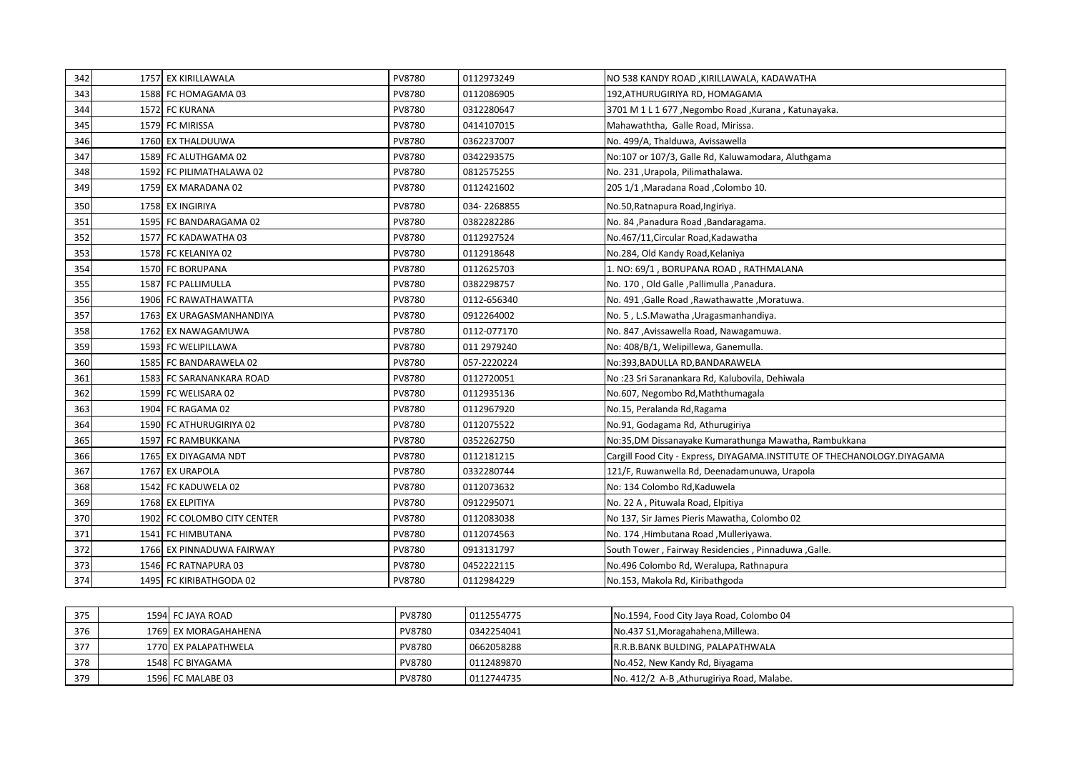| | | | | | |
|---|---|---|---|---|---|
| 342 | 1757 | EX KIRILLAWALA | PV8780 | 0112973249 | NO 538 KANDY ROAD ,KIRILLAWALA, KADAWATHA |
| 343 | 1588 | FC HOMAGAMA 03 | PV8780 | 0112086905 | 192,ATHURUGIRIYA RD, HOMAGAMA |
| 344 | 1572 | FC KURANA | PV8780 | 0312280647 | 3701 M 1 L 1 677 ,Negombo Road ,Kurana , Katunayaka. |
| 345 | 1579 | FC MIRISSA | PV8780 | 0414107015 | Mahawaththa, Galle Road, Mirissa. |
| 346 | 1760 | EX THALDUUWA | PV8780 | 0362237007 | No. 499/A, Thalduwa, Avissawella |
| 347 | 1589 | FC ALUTHGAMA 02 | PV8780 | 0342293575 | No:107 or 107/3, Galle Rd, Kaluwamodara, Aluthgama |
| 348 | 1592 | FC PILIMATHALAWA 02 | PV8780 | 0812575255 | No. 231 ,Urapola, Pilimathalawa. |
| 349 | 1759 | EX MARADANA 02 | PV8780 | 0112421602 | 205 1/1 ,Maradana Road ,Colombo 10. |
| 350 | 1758 | EX INGIRIYA | PV8780 | 034- 2268855 | No.50,Ratnapura Road,Ingiriya. |
| 351 | 1595 | FC BANDARAGAMA 02 | PV8780 | 0382282286 | No. 84 ,Panadura Road ,Bandaragama. |
| 352 | 1577 | FC KADAWATHA 03 | PV8780 | 0112927524 | No.467/11,Circular Road,Kadawatha |
| 353 | 1578 | FC KELANIYA 02 | PV8780 | 0112918648 | No.284, Old Kandy Road,Kelaniya |
| 354 | 1570 | FC BORUPANA | PV8780 | 0112625703 | 1. NO: 69/1 , BORUPANA ROAD , RATHMALANA |
| 355 | 1587 | FC PALLIMULLA | PV8780 | 0382298757 | No. 170 , Old Galle ,Pallimulla ,Panadura. |
| 356 | 1906 | FC RAWATHAWATTA | PV8780 | 0112-656340 | No. 491 ,Galle Road ,Rawathawatte ,Moratuwa. |
| 357 | 1763 | EX URAGASMANHANDIYA | PV8780 | 0912264002 | No. 5 , L.S.Mawatha ,Uragasmanhandiya. |
| 358 | 1762 | EX NAWAGAMUWA | PV8780 | 0112-077170 | No. 847 ,Avissawella Road, Nawagamuwa. |
| 359 | 1593 | FC WELIPILLAWA | PV8780 | 011 2979240 | No: 408/B/1, Welipillewa, Ganemulla. |
| 360 | 1585 | FC BANDARAWELA 02 | PV8780 | 057-2220224 | No:393,BADULLA RD,BANDARAWELA |
| 361 | 1583 | FC SARANANKARA ROAD | PV8780 | 0112720051 | No :23 Sri Saranankara Rd, Kalubovila, Dehiwala |
| 362 | 1599 | FC WELISARA 02 | PV8780 | 0112935136 | No.607, Negombo Rd,Maththumagala |
| 363 | 1904 | FC RAGAMA 02 | PV8780 | 0112967920 | No.15, Peralanda Rd,Ragama |
| 364 | 1590 | FC ATHURUGIRIYA 02 | PV8780 | 0112075522 | No.91, Godagama Rd, Athurugiriya |
| 365 | 1597 | FC RAMBUKKANA | PV8780 | 0352262750 | No:35,DM Dissanayake Kumarathunga Mawatha, Rambukkana |
| 366 | 1765 | EX DIYAGAMA NDT | PV8780 | 0112181215 | Cargill Food City - Express, DIYAGAMA.INSTITUTE OF THECHANOLOGY.DIYAGAMA |
| 367 | 1767 | EX URAPOLA | PV8780 | 0332280744 | 121/F, Ruwanwella Rd, Deenadamunuwa, Urapola |
| 368 | 1542 | FC KADUWELA 02 | PV8780 | 0112073632 | No: 134 Colombo Rd,Kaduwela |
| 369 | 1768 | EX ELPITIYA | PV8780 | 0912295071 | No. 22 A , Pituwala Road, Elpitiya |
| 370 | 1902 | FC COLOMBO CITY CENTER | PV8780 | 0112083038 | No 137, Sir James Pieris Mawatha, Colombo 02 |
| 371 | 1541 | FC HIMBUTANA | PV8780 | 0112074563 | No. 174 ,Himbutana Road ,Mulleriyawa. |
| 372 | 1766 | EX PINNADUWA FAIRWAY | PV8780 | 0913131797 | South Tower , Fairway Residencies , Pinnaduwa ,Galle. |
| 373 | 1546 | FC RATNAPURA 03 | PV8780 | 0452222115 | No.496 Colombo Rd, Weralupa, Rathnapura |
| 374 | 1495 | FC KIRIBATHGODA 02 | PV8780 | 0112984229 | No.153, Makola Rd, Kiribathgoda |
| 375 | 1594 | FC JAYA ROAD | PV8780 | 0112554775 | No.1594, Food City Jaya Road, Colombo 04 |
| 376 | 1769 | EX MORAGAHAHENA | PV8780 | 0342254041 | No.437 S1,Moragahahena,Millewa. |
| 377 | 1770 | EX PALAPATHWELA | PV8780 | 0662058288 | R.R.B.BANK BULDING, PALAPATHWALA |
| 378 | 1548 | FC BIYAGAMA | PV8780 | 0112489870 | No.452, New Kandy Rd, Biyagama |
| 379 | 1596 | FC MALABE 03 | PV8780 | 0112744735 | No. 412/2 A-B ,Athurugiriya Road, Malabe. |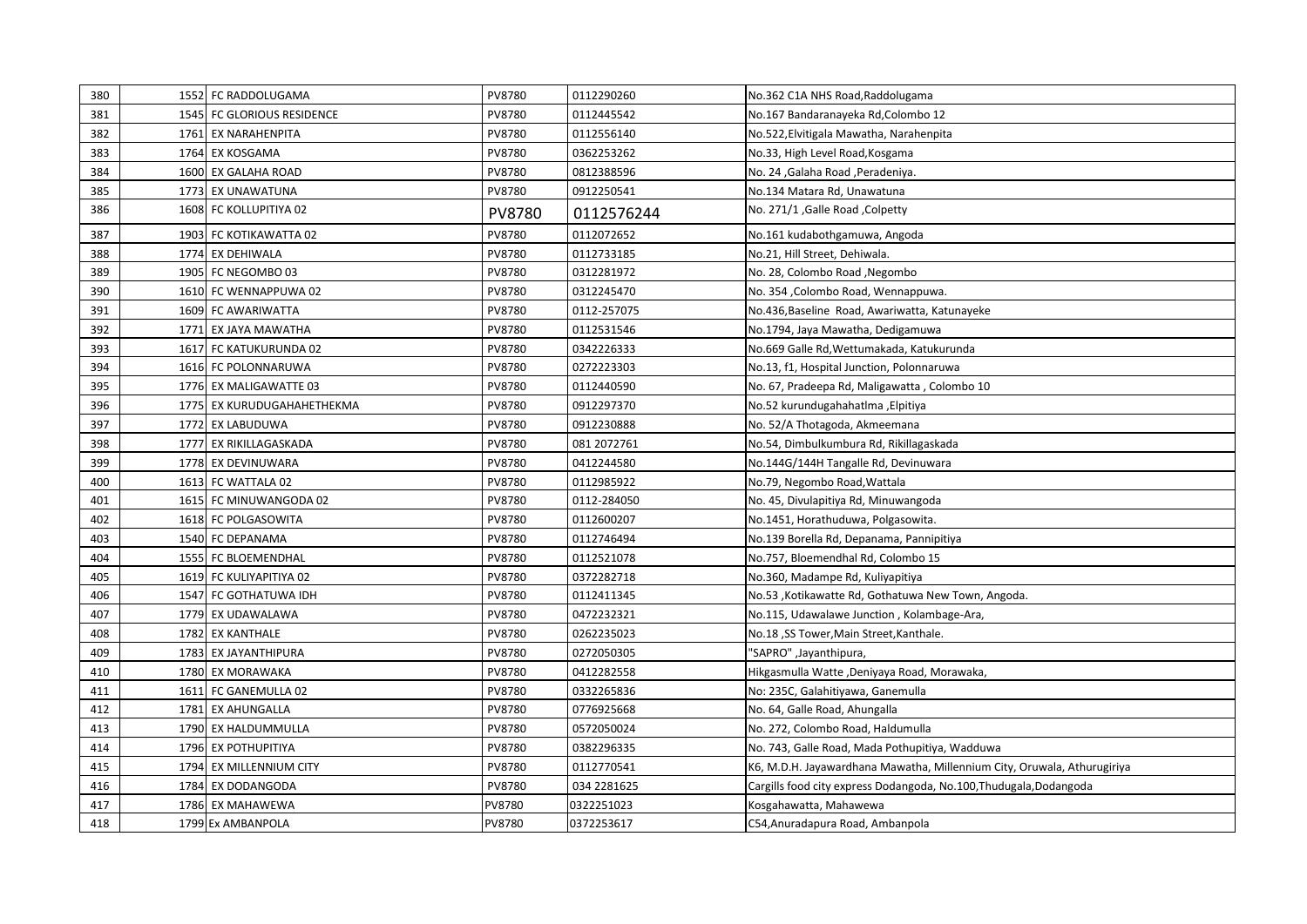| | | | | |
|---|---|---|---|---|
| 380 | 1552 FC RADDOLUGAMA | PV8780 | 0112290260 | No.362 C1A NHS Road,Raddolugama |
| 381 | 1545 FC GLORIOUS RESIDENCE | PV8780 | 0112445542 | No.167 Bandaranayeka Rd,Colombo 12 |
| 382 | 1761 EX NARAHENPITA | PV8780 | 0112556140 | No.522,Elvitigala Mawatha, Narahenpita |
| 383 | 1764 EX KOSGAMA | PV8780 | 0362253262 | No.33, High Level Road,Kosgama |
| 384 | 1600 EX GALAHA ROAD | PV8780 | 0812388596 | No. 24 ,Galaha Road ,Peradeniya. |
| 385 | 1773 EX UNAWATUNA | PV8780 | 0912250541 | No.134 Matara Rd, Unawatuna |
| 386 | 1608 FC KOLLUPITIYA 02 | PV8780 | 0112576244 | No. 271/1 ,Galle Road ,Colpetty |
| 387 | 1903 FC KOTIKAWATTA 02 | PV8780 | 0112072652 | No.161 kudabothgamuwa, Angoda |
| 388 | 1774 EX DEHIWALA | PV8780 | 0112733185 | No.21, Hill Street, Dehiwala. |
| 389 | 1905 FC NEGOMBO 03 | PV8780 | 0312281972 | No. 28, Colombo Road ,Negombo |
| 390 | 1610 FC WENNAPPUWA 02 | PV8780 | 0312245470 | No. 354 ,Colombo Road, Wennappuwa. |
| 391 | 1609 FC AWARIWATTA | PV8780 | 0112-257075 | No.436,Baseline Road, Awariwatta, Katunayeke |
| 392 | 1771 EX JAYA MAWATHA | PV8780 | 0112531546 | No.1794, Jaya Mawatha, Dedigamuwa |
| 393 | 1617 FC KATUKURUNDA 02 | PV8780 | 0342226333 | No.669 Galle Rd,Wettumakada, Katukurunda |
| 394 | 1616 FC POLONNARUWA | PV8780 | 0272223303 | No.13, f1, Hospital Junction, Polonnaruwa |
| 395 | 1776 EX MALIGAWATTE 03 | PV8780 | 0112440590 | No. 67, Pradeepa Rd, Maligawatta , Colombo 10 |
| 396 | 1775 EX KURUDUGAHAHETHEKMA | PV8780 | 0912297370 | No.52 kurundugahahatlma ,Elpitiya |
| 397 | 1772 EX LABUDUWA | PV8780 | 0912230888 | No. 52/A Thotagoda, Akmeemana |
| 398 | 1777 EX RIKILLAGASKADA | PV8780 | 081 2072761 | No.54, Dimbulkumbura Rd, Rikillagaskada |
| 399 | 1778 EX DEVINUWARA | PV8780 | 0412244580 | No.144G/144H Tangalle Rd, Devinuwara |
| 400 | 1613 FC WATTALA 02 | PV8780 | 0112985922 | No.79, Negombo Road,Wattala |
| 401 | 1615 FC MINUWANGODA 02 | PV8780 | 0112-284050 | No. 45, Divulapitiya Rd, Minuwangoda |
| 402 | 1618 FC POLGASOWITA | PV8780 | 0112600207 | No.1451, Horathuduwa, Polgasowita. |
| 403 | 1540 FC DEPANAMA | PV8780 | 0112746494 | No.139 Borella Rd, Depanama, Pannipitiya |
| 404 | 1555 FC BLOEMENDHAL | PV8780 | 0112521078 | No.757, Bloemendhal Rd, Colombo 15 |
| 405 | 1619 FC KULIYAPITIYA 02 | PV8780 | 0372282718 | No.360, Madampe Rd, Kuliyapitiya |
| 406 | 1547 FC GOTHATUWA IDH | PV8780 | 0112411345 | No.53 ,Kotikawatte Rd, Gothatuwa New Town, Angoda. |
| 407 | 1779 EX UDAWALAWA | PV8780 | 0472232321 | No.115, Udawalawe Junction , Kolambage-Ara, |
| 408 | 1782 EX KANTHALE | PV8780 | 0262235023 | No.18 ,SS Tower,Main Street,Kanthale. |
| 409 | 1783 EX JAYANTHIPURA | PV8780 | 0272050305 | "SAPRO" ,Jayanthipura, |
| 410 | 1780 EX MORAWAKA | PV8780 | 0412282558 | Hikgasmulla Watte ,Deniyaya Road, Morawaka, |
| 411 | 1611 FC GANEMULLA 02 | PV8780 | 0332265836 | No: 235C, Galahitiyawa, Ganemulla |
| 412 | 1781 EX AHUNGALLA | PV8780 | 0776925668 | No. 64, Galle Road, Ahungalla |
| 413 | 1790 EX HALDUMMULLA | PV8780 | 0572050024 | No. 272, Colombo Road, Haldumulla |
| 414 | 1796 EX POTHUPITIYA | PV8780 | 0382296335 | No. 743, Galle Road, Mada Pothupitiya, Wadduwa |
| 415 | 1794 EX MILLENNIUM CITY | PV8780 | 0112770541 | K6, M.D.H. Jayawardhana Mawatha, Millennium City, Oruwala, Athurugiriya |
| 416 | 1784 EX DODANGODA | PV8780 | 034 2281625 | Cargills food city express Dodangoda, No.100,Thudugala,Dodangoda |
| 417 | 1786 EX MAHAWEWA | PV8780 | 0322251023 | Kosgahawatta, Mahawewa |
| 418 | 1799 Ex AMBANPOLA | PV8780 | 0372253617 | C54,Anuradapura Road, Ambanpola |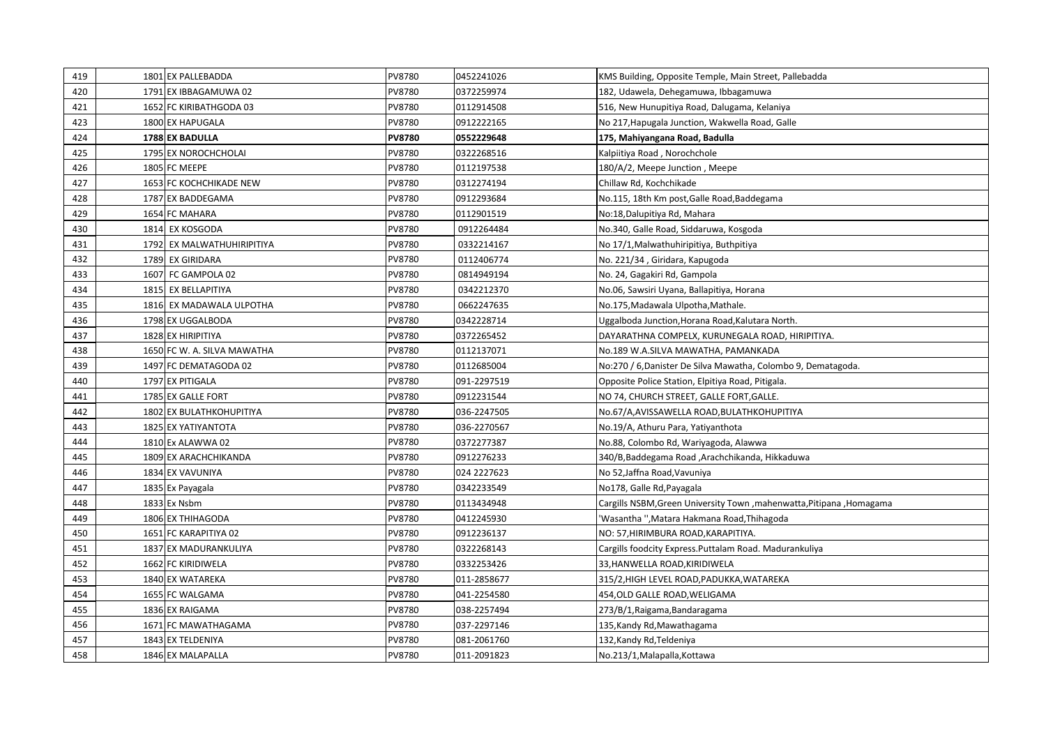| 419 | 1801 | EX PALLEBADDA | PV8780 | 0452241026 | KMS Building, Opposite Temple, Main Street, Pallebadda |
|---|---|---|---|---|---|
| 420 | 1791 | EX IBBAGAMUWA 02 | PV8780 | 0372259974 | 182, Udawela, Dehegamuwa, Ibbagamuwa |
| 421 | 1652 | FC KIRIBATHGODA 03 | PV8780 | 0112914508 | 516, New Hunupitiya Road, Dalugama, Kelaniya |
| 423 | 1800 | EX HAPUGALA | PV8780 | 0912222165 | No 217,Hapugala Junction, Wakwella Road, Galle |
| 424 | **1788** | **EX BADULLA** | **PV8780** | **0552229648** | **175, Mahiyangana Road, Badulla** |
| 425 | 1795 | EX NOROCHCHOLAI | PV8780 | 0322268516 | Kalpiitiya Road , Norochchole |
| 426 | 1805 | FC MEEPE | PV8780 | 0112197538 | 180/A/2, Meepe Junction , Meepe |
| 427 | 1653 | FC KOCHCHIKADE NEW | PV8780 | 0312274194 | Chillaw Rd, Kochchikade |
| 428 | 1787 | EX BADDEGAMA | PV8780 | 0912293684 | No.115, 18th Km post,Galle Road,Baddegama |
| 429 | 1654 | FC MAHARA | PV8780 | 0112901519 | No:18,Dalupitiya Rd, Mahara |
| 430 | 1814 | EX KOSGODA | PV8780 | 0912264484 | No.340, Galle Road, Siddaruwa, Kosgoda |
| 431 | 1792 | EX MALWATHUHIRIPITIYA | PV8780 | 0332214167 | No 17/1,Malwathuhiripitiya, Buthpitiya |
| 432 | 1789 | EX GIRIDARA | PV8780 | 0112406774 | No. 221/34 , Giridara, Kapugoda |
| 433 | 1607 | FC GAMPOLA 02 | PV8780 | 0814949194 | No. 24, Gagakiri Rd, Gampola |
| 434 | 1815 | EX BELLAPITIYA | PV8780 | 0342212370 | No.06, Sawsiri Uyana, Ballapitiya, Horana |
| 435 | 1816 | EX MADAWALA ULPOTHA | PV8780 | 0662247635 | No.175,Madawala Ulpotha,Mathale. |
| 436 | 1798 | EX UGGALBODA | PV8780 | 0342228714 | Uggalboda Junction,Horana Road,Kalutara North. |
| 437 | 1828 | EX HIRIPITIYA | PV8780 | 0372265452 | DAYARATHNA COMPELX, KURUNEGALA ROAD, HIRIPITIYA. |
| 438 | 1650 | FC W. A. SILVA MAWATHA | PV8780 | 0112137071 | No.189 W.A.SILVA MAWATHA, PAMANKADA |
| 439 | 1497 | FC DEMATAGODA 02 | PV8780 | 0112685004 | No:270 / 6,Danister De Silva Mawatha, Colombo 9, Dematagoda. |
| 440 | 1797 | EX PITIGALA | PV8780 | 091-2297519 | Opposite Police Station, Elpitiya Road, Pitigala. |
| 441 | 1785 | EX GALLE FORT | PV8780 | 0912231544 | NO 74, CHURCH STREET, GALLE FORT,GALLE. |
| 442 | 1802 | EX BULATHKOHUPITIYA | PV8780 | 036-2247505 | No.67/A,AVISSAWELLA ROAD,BULATHKOHUPITIYA |
| 443 | 1825 | EX YATIYANTOTA | PV8780 | 036-2270567 | No.19/A, Athuru Para, Yatiyanthota |
| 444 | 1810 | Ex ALAWWA 02 | PV8780 | 0372277387 | No.88, Colombo Rd, Wariyagoda, Alawwa |
| 445 | 1809 | EX ARACHCHIKANDA | PV8780 | 0912276233 | 340/B,Baddegama Road ,Arachchikanda, Hikkaduwa |
| 446 | 1834 | EX VAVUNIYA | PV8780 | 024 2227623 | No 52,Jaffna Road,Vavuniya |
| 447 | 1835 | Ex Payagala | PV8780 | 0342233549 | No178, Galle Rd,Payagala |
| 448 | 1833 | Ex Nsbm | PV8780 | 0113434948 | Cargills NSBM,Green University Town ,mahenwatta,Pitipana ,Homagama |
| 449 | 1806 | EX THIHAGODA | PV8780 | 0412245930 | 'Wasantha '',Matara Hakmana Road,Thihagoda |
| 450 | 1651 | FC KARAPITIYA 02 | PV8780 | 0912236137 | NO: 57,HIRIMBURA ROAD,KARAPITIYA. |
| 451 | 1837 | EX MADURANKULIYA | PV8780 | 0322268143 | Cargills foodcity Express.Puttalam Road. Madurankuliya |
| 452 | 1662 | FC KIRIDIWELA | PV8780 | 0332253426 | 33,HANWELLA ROAD,KIRIDIWELA |
| 453 | 1840 | EX WATAREKA | PV8780 | 011-2858677 | 315/2,HIGH LEVEL ROAD,PADUKKA,WATAREKA |
| 454 | 1655 | FC WALGAMA | PV8780 | 041-2254580 | 454,OLD GALLE ROAD,WELIGAMA |
| 455 | 1836 | EX RAIGAMA | PV8780 | 038-2257494 | 273/B/1,Raigama,Bandaragama |
| 456 | 1671 | FC MAWATHAGAMA | PV8780 | 037-2297146 | 135,Kandy Rd,Mawathagama |
| 457 | 1843 | EX TELDENIYA | PV8780 | 081-2061760 | 132,Kandy Rd,Teldeniya |
| 458 | 1846 | EX MALAPALLA | PV8780 | 011-2091823 | No.213/1,Malapalla,Kottawa |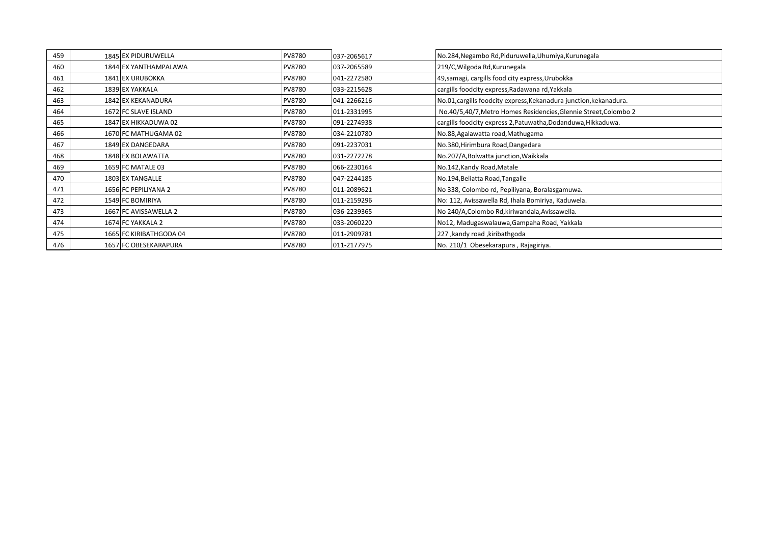| | | | | | |
|---|---|---|---|---|---|
| 459 | 1845 | EX PIDURUWELLA | PV8780 | 037-2065617 | No.284,Negambo Rd,Piduruwella,Uhumiya,Kurunegala |
| 460 | 1844 | EX YANTHAMPALAWA | PV8780 | 037-2065589 | 219/C,Wilgoda Rd,Kurunegala |
| 461 | 1841 | EX URUBOKKA | PV8780 | 041-2272580 | 49,samagi, cargills food city express,Urubokka |
| 462 | 1839 | EX YAKKALA | PV8780 | 033-2215628 | cargills foodcity express,Radawana rd,Yakkala |
| 463 | 1842 | EX KEKANADURA | PV8780 | 041-2266216 | No.01,cargills foodcity express,Kekanadura junction,kekanadura. |
| 464 | 1672 | FC SLAVE ISLAND | PV8780 | 011-2331995 | No.40/5,40/7,Metro Homes Residencies,Glennie Street,Colombo 2 |
| 465 | 1847 | EX HIKKADUWA 02 | PV8780 | 091-2274938 | cargills foodcity express 2,Patuwatha,Dodanduwa,Hikkaduwa. |
| 466 | 1670 | FC MATHUGAMA 02 | PV8780 | 034-2210780 | No.88,Agalawatta road,Mathugama |
| 467 | 1849 | EX DANGEDARA | PV8780 | 091-2237031 | No.380,Hirimbura Road,Dangedara |
| 468 | 1848 | EX BOLAWATTA | PV8780 | 031-2272278 | No.207/A,Bolwatta junction,Waikkala |
| 469 | 1659 | FC MATALE 03 | PV8780 | 066-2230164 | No.142,Kandy Road,Matale |
| 470 | 1803 | EX TANGALLE | PV8780 | 047-2244185 | No.194,Beliatta Road,Tangalle |
| 471 | 1656 | FC PEPILIYANA 2 | PV8780 | 011-2089621 | No 338, Colombo rd, Pepiliyana, Boralasgamuwa. |
| 472 | 1549 | FC BOMIRIYA | PV8780 | 011-2159296 | No: 112, Avissawella Rd, Ihala Bomiriya, Kaduwela. |
| 473 | 1667 | FC AVISSAWELLA 2 | PV8780 | 036-2239365 | No 240/A,Colombo Rd,kiriwandala,Avissawella. |
| 474 | 1674 | FC YAKKALA 2 | PV8780 | 033-2060220 | No12, Madugaswalauwa,Gampaha Road, Yakkala |
| 475 | 1665 | FC KIRIBATHGODA 04 | PV8780 | 011-2909781 | 227 ,kandy road ,kiribathgoda |
| 476 | 1657 | FC OBESEKARAPURA | PV8780 | 011-2177975 | No. 210/1 Obesekarapura , Rajagiriya. |